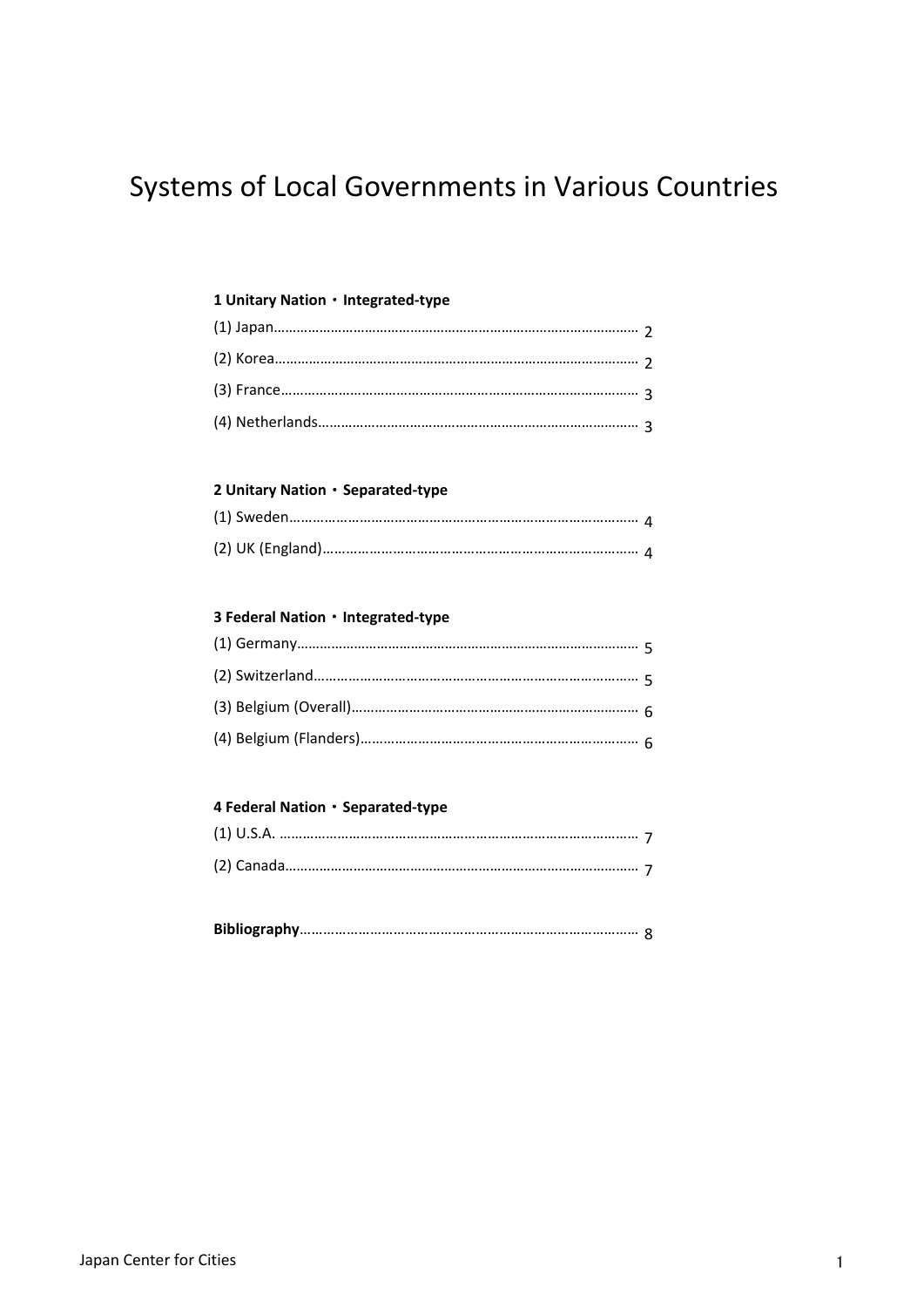# Systems of Local Governments in Various Countries

**1 Unitary Nation・Integrated-type**

(1) Japan…………………………………………………………………………………… 2

(2) Korea…………………………………………………………………………………… 2

(3) France………………………………………………………………………………… 3

(4) Netherlands………………………………………………………………………… 3

**2 Unitary Nation・Separated-type**

(1) Sweden……………………………………………………………………………… 4

(2) UK (England)……………………………………………………………………… 4

**3 Federal Nation・Integrated-type**

(1) Germany…………………………………………………………………………… 5

(2) Switzerland………………………………………………………………………… 5

(3) Belgium (Overall)……………………………………………………………… 6

(4) Belgium (Flanders)…………………………………………………………… 6

**4 Federal Nation・Separated-type**

(1) U.S.A. ………………………………………………………………………………… 7

(2) Canada……………………………………………………………………………… 7

**Bibliography**…………………………………………………………………………… 8

Japan Center for Cities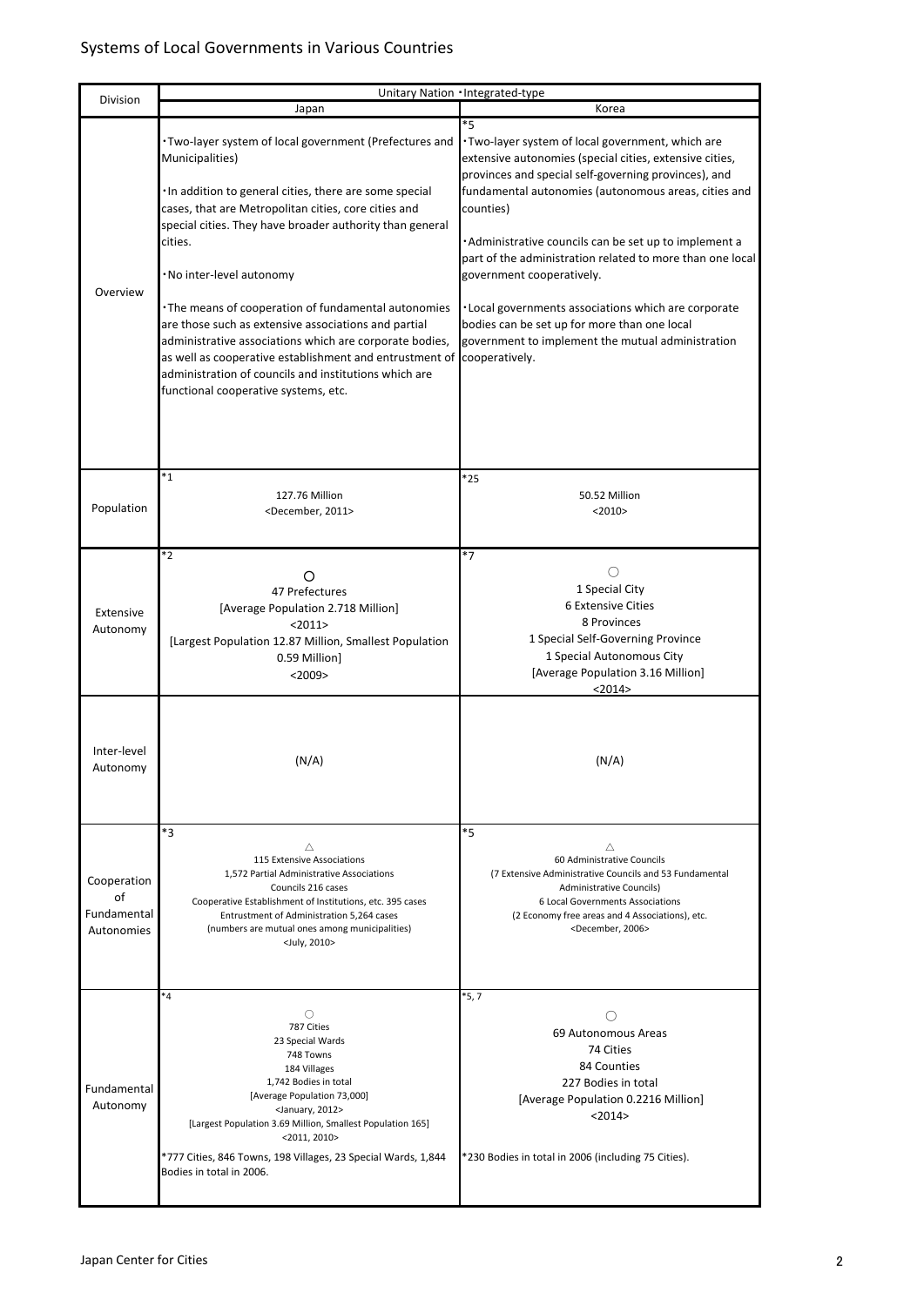# Systems of Local Governments in Various Countries

| Division | Unitary Nation・Integrated-type | |
|---|---|---|
| | Japan | Korea |
| Overview | ・Two-layer system of local government (Prefectures and Municipalities)<br><br>・In addition to general cities, there are some special cases, that are Metropolitan cities, core cities and special cities. They have broader authority than general cities.<br><br>・No inter-level autonomy<br><br>・The means of cooperation of fundamental autonomies are those such as extensive associations and partial administrative associations which are corporate bodies, as well as cooperative establishment and entrustment of administration of councils and institutions which are functional cooperative systems, etc. | *5<br>・Two-layer system of local government, which are extensive autonomies (special cities, extensive cities, provinces and special self-governing provinces), and fundamental autonomies (autonomous areas, cities and counties)<br><br>・Administrative councils can be set up to implement a part of the administration related to more than one local government cooperatively.<br><br>・Local governments associations which are corporate bodies can be set up for more than one local government to implement the mutual administration cooperatively. |
| Population | *1<br>127.76 Million<br><December, 2011> | *25<br>50.52 Million<br><2010> |
| Extensive Autonomy | *2<br>○<br>47 Prefectures<br>[Average Population 2.718 Million]<br><2011><br>[Largest Population 12.87 Million, Smallest Population 0.59 Million]<br><2009> | *7<br>○<br>1 Special City<br>6 Extensive Cities<br>8 Provinces<br>1 Special Self-Governing Province<br>1 Special Autonomous City<br>[Average Population 3.16 Million]<br><2014> |
| Inter-level Autonomy | (N/A) | (N/A) |
| Cooperation of Fundamental Autonomies | *3<br>△<br>115 Extensive Associations<br>1,572 Partial Administrative Associations<br>Councils 216 cases<br>Cooperative Establishment of Institutions, etc. 395 cases<br>Entrustment of Administration 5,264 cases<br>(numbers are mutual ones among municipalities)<br><July, 2010> | *5<br>△<br>60 Administrative Councils<br>(7 Extensive Administrative Councils and 53 Fundamental Administrative Councils)<br>6 Local Governments Associations<br>(2 Economy free areas and 4 Associations), etc.<br><December, 2006> |
| Fundamental Autonomy | *4<br>○<br>787 Cities<br>23 Special Wards<br>748 Towns<br>184 Villages<br>1,742 Bodies in total<br>[Average Population 73,000]<br><January, 2012><br>[Largest Population 3.69 Million, Smallest Population 165]<br><2011, 2010><br><br>*777 Cities, 846 Towns, 198 Villages, 23 Special Wards, 1,844 Bodies in total in 2006. | *5, 7<br>○<br>69 Autonomous Areas<br>74 Cities<br>84 Counties<br>227 Bodies in total<br>[Average Population 0.2216 Million]<br><2014><br><br>*230 Bodies in total in 2006 (including 75 Cities). |

Japan Center for Cities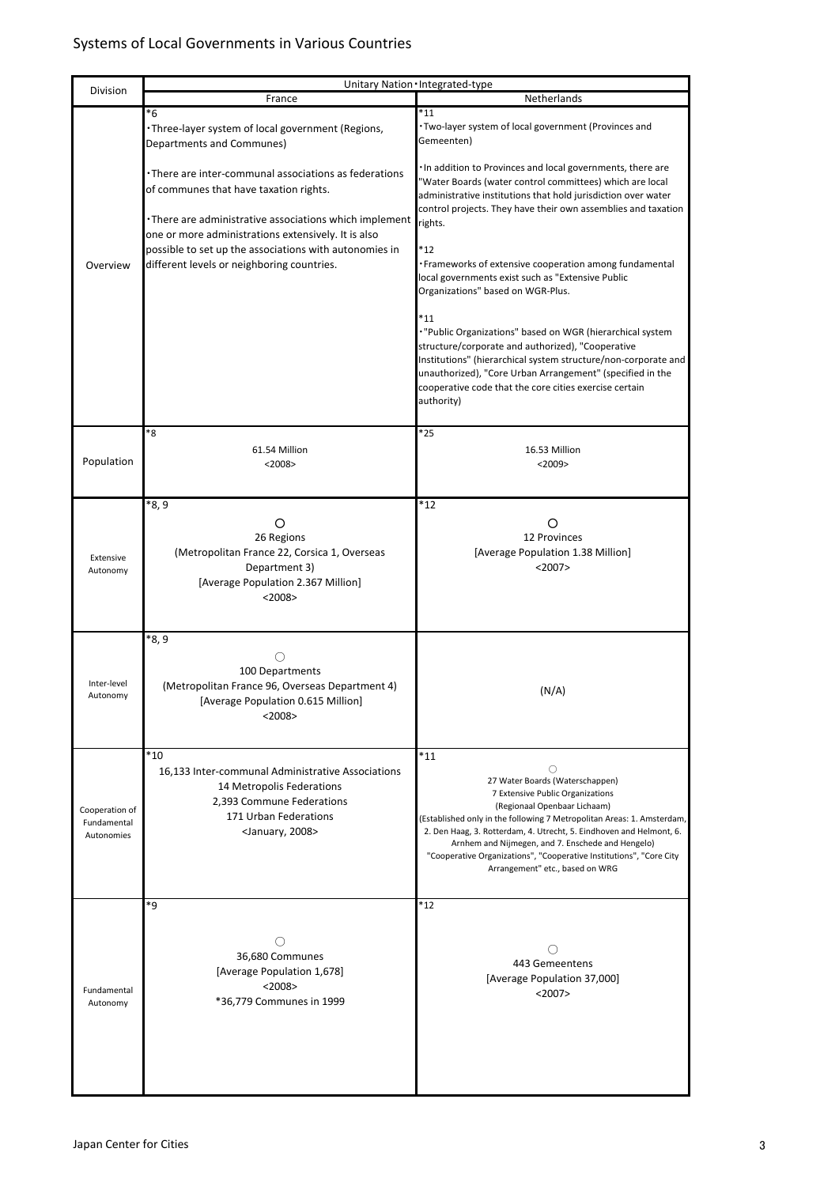# Systems of Local Governments in Various Countries

| Division | Unitary Nation・Integrated-type | |
|---|---|---|
| | France | Netherlands |
| Overview | *6<br>・Three-layer system of local government (Regions, Departments and Communes)<br><br>・There are inter-communal associations as federations of communes that have taxation rights.<br><br>・There are administrative associations which implement one or more administrations extensively. It is also possible to set up the associations with autonomies in different levels or neighboring countries. | *11<br>・Two-layer system of local government (Provinces and Gemeenten)<br><br>・In addition to Provinces and local governments, there are "Water Boards (water control committees) which are local administrative institutions that hold jurisdiction over water control projects. They have their own assemblies and taxation rights.<br><br>*12<br>・Frameworks of extensive cooperation among fundamental local governments exist such as "Extensive Public Organizations" based on WGR-Plus.<br><br>*11<br>・"Public Organizations" based on WGR (hierarchical system structure/corporate and authorized), "Cooperative Institutions" (hierarchical system structure/non-corporate and unauthorized), "Core Urban Arrangement" (specified in the cooperative code that the core cities exercise certain authority) |
| Population | *8<br>61.54 Million<br><2008> | *25<br>16.53 Million<br><2009> |
| Extensive Autonomy | *8, 9<br>○<br>26 Regions<br>(Metropolitan France 22, Corsica 1, Overseas Department 3)<br>[Average Population 2.367 Million]<br><2008> | *12<br>○<br>12 Provinces<br>[Average Population 1.38 Million]<br><2007> |
| Inter-level Autonomy | *8, 9<br>○<br>100 Departments<br>(Metropolitan France 96, Overseas Department 4)<br>[Average Population 0.615 Million]<br><2008> | (N/A) |
| Cooperation of Fundamental Autonomies | *10<br>16,133 Inter-communal Administrative Associations<br>14 Metropolis Federations<br>2,393 Commune Federations<br>171 Urban Federations<br><January, 2008> | *11<br>○<br>27 Water Boards (Waterschappen)<br>7 Extensive Public Organizations<br>(Regionaal Openbaar Lichaam)<br>(Established only in the following 7 Metropolitan Areas: 1. Amsterdam, 2. Den Haag, 3. Rotterdam, 4. Utrecht, 5. Eindhoven and Helmont, 6. Arnhem and Nijmegen, and 7. Enschede and Hengelo)<br>"Cooperative Organizations", "Cooperative Institutions", "Core City Arrangement" etc., based on WRG |
| Fundamental Autonomy | *9<br>○<br>36,680 Communes<br>[Average Population 1,678]<br><2008><br>*36,779 Communes in 1999 | *12<br>○<br>443 Gemeentens<br>[Average Population 37,000]<br><2007> |

Japan Center for Cities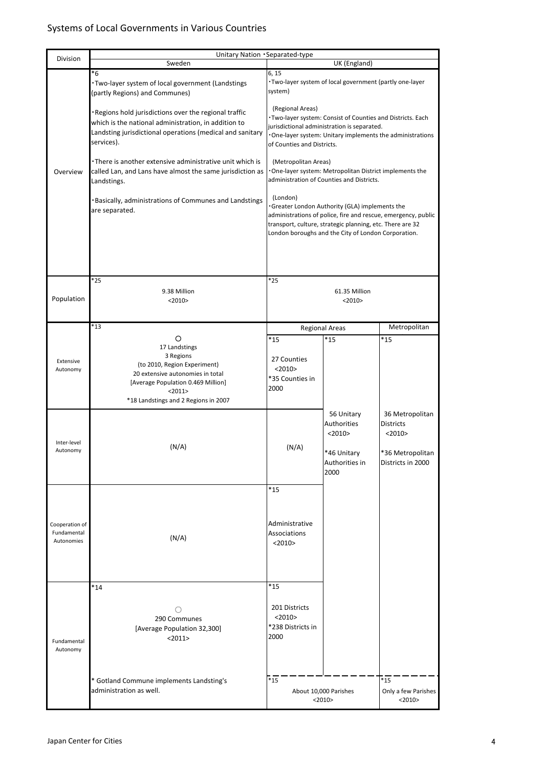# Systems of Local Governments in Various Countries

| Division | Unitary Nation・Separated-type | | | |
|---|---|---|---|---|
| | Sweden | UK (England) | | |
| Overview | *6<br>・Two-layer system of local government (Landstings (partly Regions) and Communes)<br><br>・Regions hold jurisdictions over the regional traffic which is the national administration, in addition to Landsting jurisdictional operations (medical and sanitary services).<br><br>・There is another extensive administrative unit which is called Lan, and Lans have almost the same jurisdiction as Landstings.<br><br>・Basically, administrations of Communes and Landstings are separated. | 6, 15<br>・Two-layer system of local government (partly one-layer system)<br><br>(Regional Areas)<br>・Two-layer system: Consist of Counties and Districts. Each jurisdictional administration is separated.<br>・One-layer system: Unitary implements the administrations of Counties and Districts.<br><br>(Metropolitan Areas)<br>・One-layer system: Metropolitan District implements the administration of Counties and Districts.<br><br>(London)<br>・Greater London Authority (GLA) implements the administrations of police, fire and rescue, emergency, public transport, culture, strategic planning, etc. There are 32 London boroughs and the City of London Corporation. | | |
| Population | *25<br>9.38 Million<br><2010> | *25<br>61.35 Million<br><2010> | | |
| | | Regional Areas | | Metropolitan |
| Extensive Autonomy | *13<br>○<br>17 Landstings<br>3 Regions<br>(to 2010, Region Experiment)<br>20 extensive autonomies in total<br>[Average Population 0.469 Million]<br><2011><br>*18 Landstings and 2 Regions in 2007 | *15<br>27 Counties<br><2010><br>*35 Counties in 2000 | *15 | *15 |
| Inter-level Autonomy | (N/A) | (N/A) | 56 Unitary Authorities<br><2010><br><br>*46 Unitary Authorities in 2000 | 36 Metropolitan Districts<br><2010><br><br>*36 Metropolitan Districts in 2000 |
| Cooperation of Fundamental Autonomies | (N/A) | *15<br><br>Administrative Associations<br><2010> | | |
| Fundamental Autonomy | *14<br>○<br>290 Communes<br>[Average Population 32,300]<br><2011><br><br>* Gotland Commune implements Landsting's administration as well. | *15<br>201 Districts<br><2010><br>*238 Districts in 2000 | | |
| | | *15<br>About 10,000 Parishes<br><2010> | | *15<br>Only a few Parishes<br><2010> |

Japan Center for Cities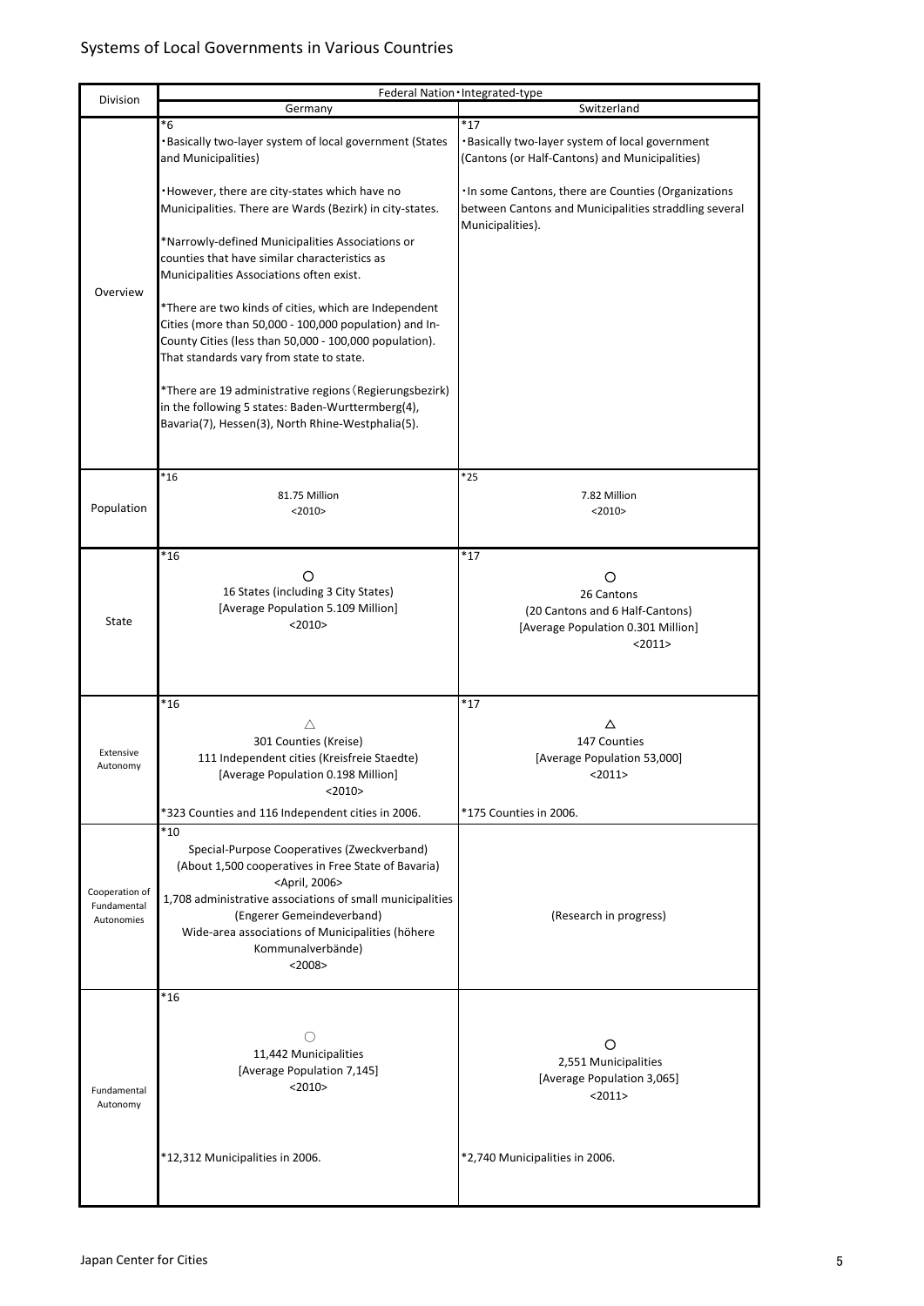## Systems of Local Governments in Various Countries

| Division | Federal Nation・Integrated-type | |
|---|---|---|
| | Germany | Switzerland |
| Overview | *6<br>・Basically two-layer system of local government (States and Municipalities)<br><br>・However, there are city-states which have no Municipalities. There are Wards (Bezirk) in city-states.<br><br>*Narrowly-defined Municipalities Associations or counties that have similar characteristics as Municipalities Associations often exist.<br><br>*There are two kinds of cities, which are Independent Cities (more than 50,000 - 100,000 population) and In-County Cities (less than 50,000 - 100,000 population). That standards vary from state to state.<br><br>*There are 19 administrative regions (Regierungsbezirk) in the following 5 states: Baden-Wurttermberg(4), Bavaria(7), Hessen(3), North Rhine-Westphalia(5). | *17<br>・Basically two-layer system of local government (Cantons (or Half-Cantons) and Municipalities)<br><br>・In some Cantons, there are Counties (Organizations between Cantons and Municipalities straddling several Municipalities). |
| Population | *16<br>81.75 Million<br><2010> | *25<br>7.82 Million<br><2010> |
| State | *16<br>○<br>16 States (including 3 City States)<br>[Average Population 5.109 Million]<br><2010> | *17<br>○<br>26 Cantons<br>(20 Cantons and 6 Half-Cantons)<br>[Average Population 0.301 Million]<br><2011> |
| Extensive Autonomy | *16<br>△<br>301 Counties (Kreise)<br>111 Independent cities (Kreisfreie Staedte)<br>[Average Population 0.198 Million]<br><2010><br><br>*323 Counties and 116 Independent cities in 2006. | *17<br>△<br>147 Counties<br>[Average Population 53,000]<br><2011><br><br>*175 Counties in 2006. |
| Cooperation of Fundamental Autonomies | *10<br>Special-Purpose Cooperatives (Zweckverband)<br>(About 1,500 cooperatives in Free State of Bavaria)<br><April, 2006><br>1,708 administrative associations of small municipalities<br>(Engerer Gemeindeverband)<br>Wide-area associations of Municipalities (höhere Kommunalverbände)<br><2008> | (Research in progress) |
| Fundamental Autonomy | *16<br>○<br>11,442 Municipalities<br>[Average Population 7,145]<br><2010><br><br>*12,312 Municipalities in 2006. | ○<br>2,551 Municipalities<br>[Average Population 3,065]<br><2011><br><br>*2,740 Municipalities in 2006. |

Japan Center for Cities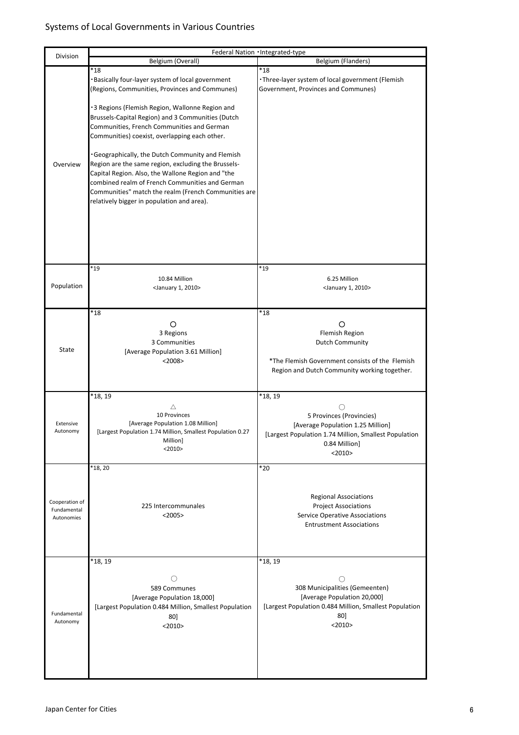# Systems of Local Governments in Various Countries

| Division | Federal Nation・Integrated-type | |
|---|---|---|
| | Belgium (Overall) | Belgium (Flanders) |
| Overview | *18<br>・Basically four-layer system of local government (Regions, Communities, Provinces and Communes)<br><br>・3 Regions (Flemish Region, Wallonne Region and Brussels-Capital Region) and 3 Communities (Dutch Communities, French Communities and German Communities) coexist, overlapping each other.<br><br>・Geographically, the Dutch Community and Flemish Region are the same region, excluding the Brussels-Capital Region. Also, the Wallone Region and "the combined realm of French Communities and German Communities" match the realm (French Communities are relatively bigger in population and area). | *18<br>・Three-layer system of local government (Flemish Government, Provinces and Communes) |
| Population | *19<br>10.84 Million<br><January 1, 2010> | *19<br>6.25 Million<br><January 1, 2010> |
| State | *18<br>○<br>3 Regions<br>3 Communities<br>[Average Population 3.61 Million]<br><2008> | *18<br>○<br>Flemish Region<br>Dutch Community<br><br>*The Flemish Government consists of the Flemish Region and Dutch Community working together. |
| Extensive Autonomy | *18, 19<br>△<br>10 Provinces<br>[Average Population 1.08 Million]<br>[Largest Population 1.74 Million, Smallest Population 0.27 Million]<br><2010> | *18, 19<br>○<br>5 Provinces (Provincies)<br>[Average Population 1.25 Million]<br>[Largest Population 1.74 Million, Smallest Population 0.84 Million]<br><2010> |
| Cooperation of Fundamental Autonomies | *18, 20<br>225 Intercommunales<br><2005> | *20<br>Regional Associations<br>Project Associations<br>Service Operative Associations<br>Entrustment Associations |
| Fundamental Autonomy | *18, 19<br>○<br>589 Communes<br>[Average Population 18,000]<br>[Largest Population 0.484 Million, Smallest Population 80]<br><2010> | *18, 19<br>○<br>308 Municipalities (Gemeenten)<br>[Average Population 20,000]<br>[Largest Population 0.484 Million, Smallest Population 80]<br><2010> |

Japan Center for Cities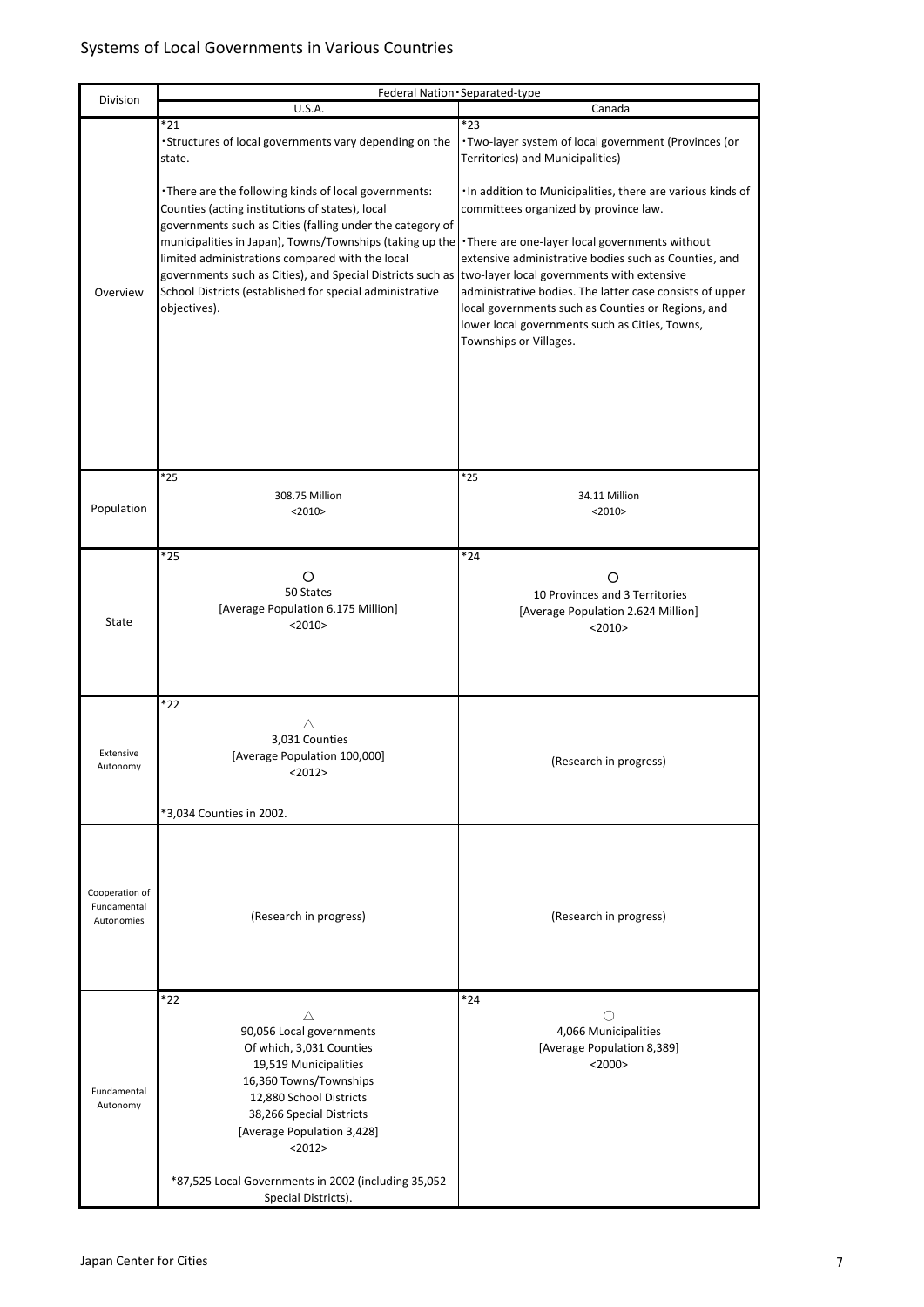# Systems of Local Governments in Various Countries

| Division | Federal Nation・Separated-type | |
|---|---|---|
| | U.S.A. | Canada |
| Overview | *21<br>・Structures of local governments vary depending on the state.<br><br>・There are the following kinds of local governments: Counties (acting institutions of states), local governments such as Cities (falling under the category of municipalities in Japan), Towns/Townships (taking up the limited administrations compared with the local governments such as Cities), and Special Districts such as School Districts (established for special administrative objectives). | *23<br>・Two-layer system of local government (Provinces (or Territories) and Municipalities)<br><br>・In addition to Municipalities, there are various kinds of committees organized by province law.<br><br>・There are one-layer local governments without extensive administrative bodies such as Counties, and two-layer local governments with extensive administrative bodies. The latter case consists of upper local governments such as Counties or Regions, and lower local governments such as Cities, Towns, Townships or Villages. |
| Population | *25<br>308.75 Million<br><2010> | *25<br>34.11 Million<br><2010> |
| State | *25<br>○<br>50 States<br>[Average Population 6.175 Million]<br><2010> | *24<br>○<br>10 Provinces and 3 Territories<br>[Average Population 2.624 Million]<br><2010> |
| Extensive Autonomy | *22<br>△<br>3,031 Counties<br>[Average Population 100,000]<br><2012><br><br>*3,034 Counties in 2002. | (Research in progress) |
| Cooperation of Fundamental Autonomies | (Research in progress) | (Research in progress) |
| Fundamental Autonomy | *22<br>△<br>90,056 Local governments<br>Of which, 3,031 Counties<br>19,519 Municipalities<br>16,360 Towns/Townships<br>12,880 School Districts<br>38,266 Special Districts<br>[Average Population 3,428]<br><2012><br><br>*87,525 Local Governments in 2002 (including 35,052 Special Districts). | *24<br>○<br>4,066 Municipalities<br>[Average Population 8,389]<br><2000> |

Japan Center for Cities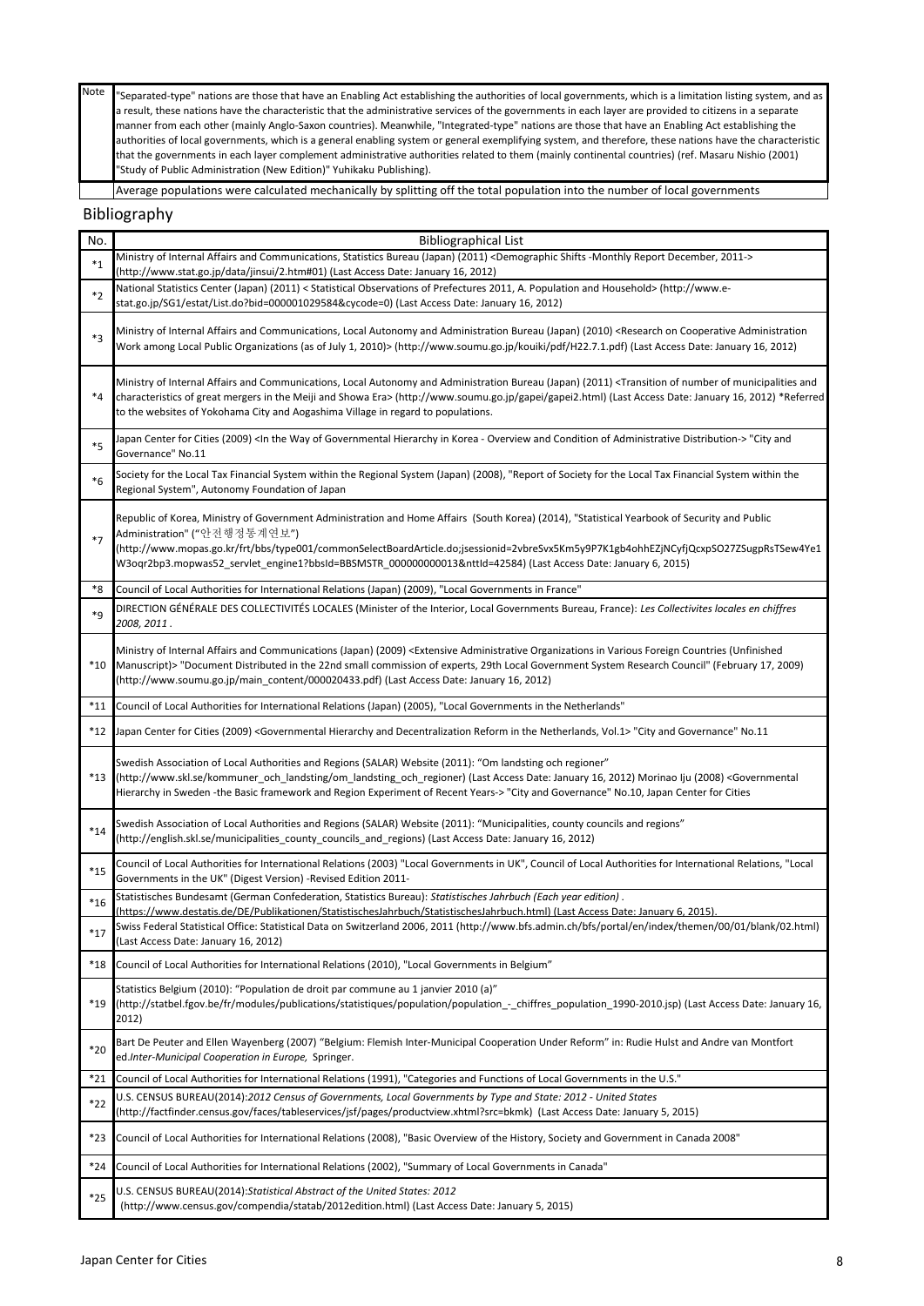| Note | "Separated-type" nations are those that have an Enabling Act establishing the authorities of local governments, which is a limitation listing system, and as a result, these nations have the characteristic that the administrative services of the governments in each layer are provided to citizens in a separate manner from each other (mainly Anglo-Saxon countries). Meanwhile, "Integrated-type" nations are those that have an Enabling Act establishing the authorities of local governments, which is a general enabling system or general exemplifying system, and therefore, these nations have the characteristic that the governments in each layer complement administrative authorities related to them (mainly continental countries) (ref. Masaru Nishio (2001) "Study of Public Administration (New Edition)" Yuhikaku Publishing). |
|---|---|
| | Average populations were calculated mechanically by splitting off the total population into the number of local governments |

## Bibliography

| No. | Bibliographical List |
|---|---|
| *1 | Ministry of Internal Affairs and Communications, Statistics Bureau (Japan) (2011) <Demographic Shifts -Monthly Report December, 2011-> (http://www.stat.go.jp/data/jinsui/2.htm#01) (Last Access Date: January 16, 2012) |
| *2 | National Statistics Center (Japan) (2011) < Statistical Observations of Prefectures 2011, A. Population and Household> (http://www.e-stat.go.jp/SG1/estat/List.do?bid=000001029584&cycode=0) (Last Access Date: January 16, 2012) |
| *3 | Ministry of Internal Affairs and Communications, Local Autonomy and Administration Bureau (Japan) (2010) <Research on Cooperative Administration Work among Local Public Organizations (as of July 1, 2010)> (http://www.soumu.go.jp/kouiki/pdf/H22.7.1.pdf) (Last Access Date: January 16, 2012) |
| *4 | Ministry of Internal Affairs and Communications, Local Autonomy and Administration Bureau (Japan) (2011) <Transition of number of municipalities and characteristics of great mergers in the Meiji and Showa Era> (http://www.soumu.go.jp/gapei/gapei2.html) (Last Access Date: January 16, 2012) *Referred to the websites of Yokohama City and Aogashima Village in regard to populations. |
| *5 | Japan Center for Cities (2009) <In the Way of Governmental Hierarchy in Korea - Overview and Condition of Administrative Distribution-> "City and Governance" No.11 |
| *6 | Society for the Local Tax Financial System within the Regional System (Japan) (2008), "Report of Society for the Local Tax Financial System within the Regional System", Autonomy Foundation of Japan |
| *7 | Republic of Korea, Ministry of Government Administration and Home Affairs (South Korea) (2014), "Statistical Yearbook of Security and Public Administration" ("안전행정통계연보") (http://www.mopas.go.kr/frt/bbs/type001/commonSelectBoardArticle.do;jsessionid=2vbreSvx5Km5y9P7K1gb4ohhEZjNCyfjQcxpSO27ZSugpRsTSew4Ye1W3oqr2bp3.mopwas52_servlet_engine1?bbsId=BBSMSTR_000000000013&nttId=42584) (Last Access Date: January 6, 2015) |
| *8 | Council of Local Authorities for International Relations (Japan) (2009), "Local Governments in France" |
| *9 | DIRECTION GÉNÉRALE DES COLLECTIVITÉS LOCALES (Minister of the Interior, Local Governments Bureau, France): *Les Collectivites locales en chiffres 2008, 2011*. |
| *10 | Ministry of Internal Affairs and Communications (Japan) (2009) <Extensive Administrative Organizations in Various Foreign Countries (Unfinished Manuscript)> "Document Distributed in the 22nd small commission of experts, 29th Local Government System Research Council" (February 17, 2009) (http://www.soumu.go.jp/main_content/000020433.pdf) (Last Access Date: January 16, 2012) |
| *11 | Council of Local Authorities for International Relations (Japan) (2005), "Local Governments in the Netherlands" |
| *12 | Japan Center for Cities (2009) <Governmental Hierarchy and Decentralization Reform in the Netherlands, Vol.1> "City and Governance" No.11 |
| *13 | Swedish Association of Local Authorities and Regions (SALAR) Website (2011): "Om landsting och regioner" (http://www.skl.se/kommuner_och_landsting/om_landsting_och_regioner) (Last Access Date: January 16, 2012) Morinao Iju (2008) <Governmental Hierarchy in Sweden -the Basic framework and Region Experiment of Recent Years-> "City and Governance" No.10, Japan Center for Cities |
| *14 | Swedish Association of Local Authorities and Regions (SALAR) Website (2011): "Municipalities, county councils and regions" (http://english.skl.se/municipalities_county_councils_and_regions) (Last Access Date: January 16, 2012) |
| *15 | Council of Local Authorities for International Relations (2003) "Local Governments in UK", Council of Local Authorities for International Relations, "Local Governments in the UK" (Digest Version) -Revised Edition 2011- |
| *16 | Statistisches Bundesamt (German Confederation, Statistics Bureau): *Statistisches Jahrbuch (Each year edition)*. (https://www.destatis.de/DE/Publikationen/StatistischesJahrbuch/StatistischesJahrbuch.html) (Last Access Date: January 6, 2015). |
| *17 | Swiss Federal Statistical Office: Statistical Data on Switzerland 2006, 2011 (http://www.bfs.admin.ch/bfs/portal/en/index/themen/00/01/blank/02.html) (Last Access Date: January 16, 2012) |
| *18 | Council of Local Authorities for International Relations (2010), "Local Governments in Belgium" |
| *19 | Statistics Belgium (2010): "Population de droit par commune au 1 janvier 2010 (a)" (http://statbel.fgov.be/fr/modules/publications/statistiques/population/population_-_chiffres_population_1990-2010.jsp) (Last Access Date: January 16, 2012) |
| *20 | Bart De Peuter and Ellen Wayenberg (2007) "Belgium: Flemish Inter-Municipal Cooperation Under Reform" in: Rudie Hulst and Andre van Montfort ed.*Inter-Municipal Cooperation in Europe,* Springer. |
| *21 | Council of Local Authorities for International Relations (1991), "Categories and Functions of Local Governments in the U.S." |
| *22 | U.S. CENSUS BUREAU(2014):*2012 Census of Governments, Local Governments by Type and State: 2012 - United States* (http://factfinder.census.gov/faces/tableservices/jsf/pages/productview.xhtml?src=bkmk) (Last Access Date: January 5, 2015) |
| *23 | Council of Local Authorities for International Relations (2008), "Basic Overview of the History, Society and Government in Canada 2008" |
| *24 | Council of Local Authorities for International Relations (2002), "Summary of Local Governments in Canada" |
| *25 | U.S. CENSUS BUREAU(2014):*Statistical Abstract of the United States: 2012* (http://www.census.gov/compendia/statab/2012edition.html) (Last Access Date: January 5, 2015) |

Japan Center for Cities